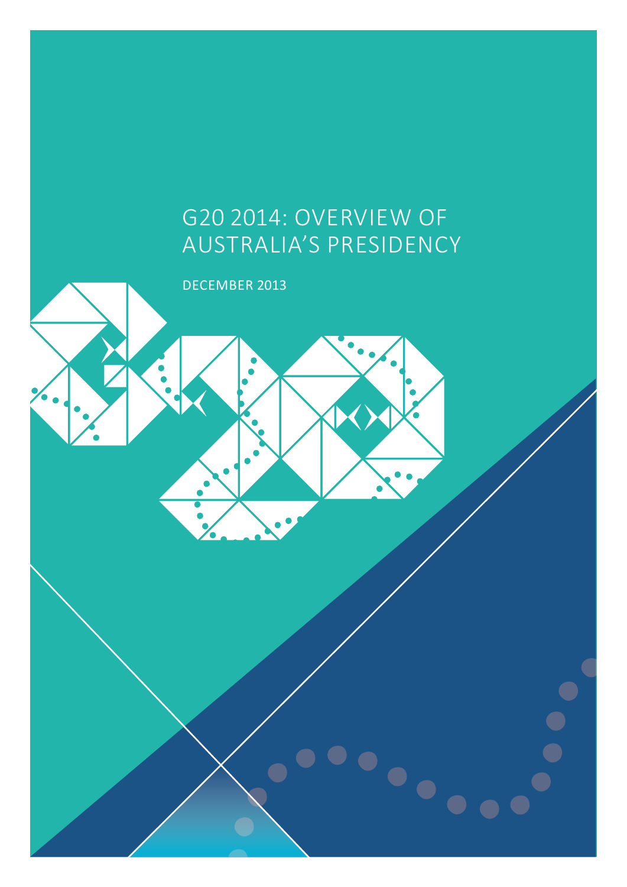# G20 2014: OVERVIEW OF AUSTRALIA'S PRESIDENCY

DECEMBER 2013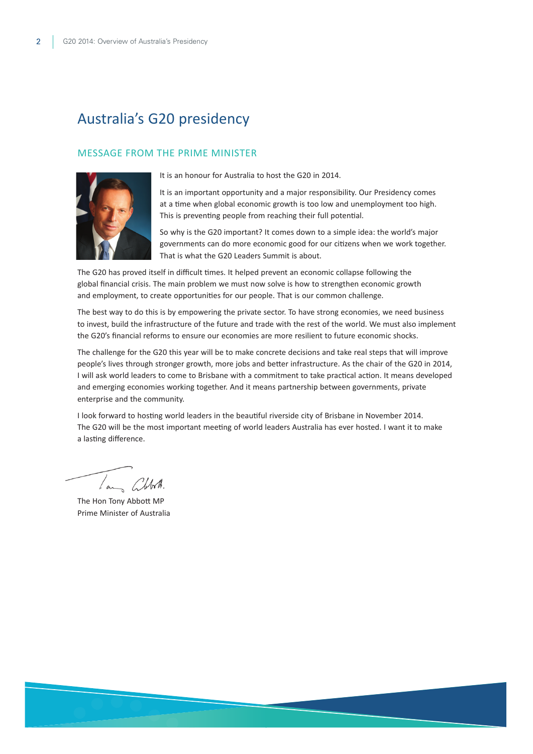# Australia's G20 presidency

## MESSAGE FROM THE PRIME MINISTER

It is an honour for Australia to host the G20 in 2014.

It is an important opportunity and a major responsibility. Our Presidency comes at a time when global economic growth is too low and unemployment too high. This is preventing people from reaching their full potential.

So why is the G20 important? It comes down to a simple idea: the world's major governments can do more economic good for our citizens when we work together. That is what the G20 Leaders Summit is about.

The G20 has proved itself in difficult times. It helped prevent an economic collapse following the global financial crisis. The main problem we must now solve is how to strengthen economic growth and employment, to create opportunities for our people. That is our common challenge.

The best way to do this is by empowering the private sector. To have strong economies, we need business to invest, build the infrastructure of the future and trade with the rest of the world. We must also implement the G20's financial reforms to ensure our economies are more resilient to future economic shocks.

The challenge for the G20 this year will be to make concrete decisions and take real steps that will improve people's lives through stronger growth, more jobs and better infrastructure. As the chair of the G20 in 2014, I will ask world leaders to come to Brisbane with a commitment to take practical action. It means developed and emerging economies working together. And it means partnership between governments, private enterprise and the community.

I look forward to hosting world leaders in the beautiful riverside city of Brisbane in November 2014. The G20 will be the most important meeting of world leaders Australia has ever hosted. I want it to make a lasting difference.

The Hon Tony Abbott MP
Prime Minister of Australia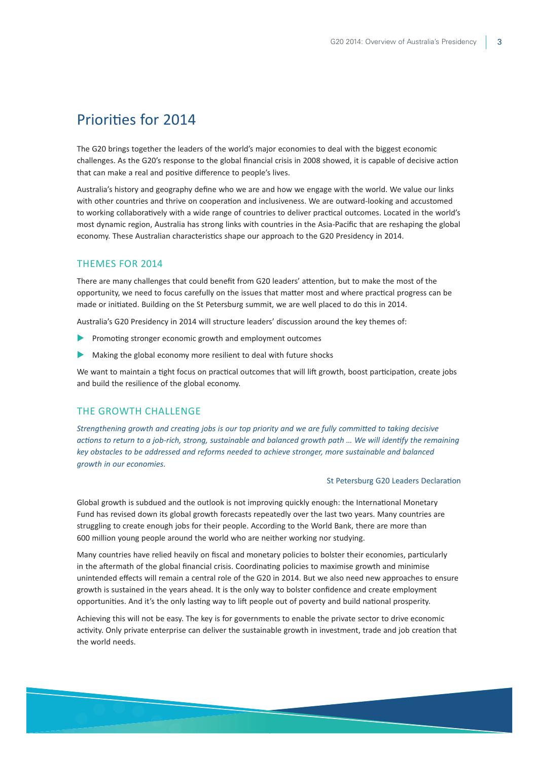# Priorities for 2014

The G20 brings together the leaders of the world's major economies to deal with the biggest economic challenges. As the G20's response to the global financial crisis in 2008 showed, it is capable of decisive action that can make a real and positive difference to people's lives.

Australia's history and geography define who we are and how we engage with the world. We value our links with other countries and thrive on cooperation and inclusiveness. We are outward-looking and accustomed to working collaboratively with a wide range of countries to deliver practical outcomes. Located in the world's most dynamic region, Australia has strong links with countries in the Asia-Pacific that are reshaping the global economy. These Australian characteristics shape our approach to the G20 Presidency in 2014.

## THEMES FOR 2014

There are many challenges that could benefit from G20 leaders' attention, but to make the most of the opportunity, we need to focus carefully on the issues that matter most and where practical progress can be made or initiated. Building on the St Petersburg summit, we are well placed to do this in 2014.

Australia's G20 Presidency in 2014 will structure leaders' discussion around the key themes of:

- Promoting stronger economic growth and employment outcomes
- Making the global economy more resilient to deal with future shocks

We want to maintain a tight focus on practical outcomes that will lift growth, boost participation, create jobs and build the resilience of the global economy.

## THE GROWTH CHALLENGE

*Strengthening growth and creating jobs is our top priority and we are fully committed to taking decisive actions to return to a job-rich, strong, sustainable and balanced growth path … We will identify the remaining key obstacles to be addressed and reforms needed to achieve stronger, more sustainable and balanced growth in our economies.*

St Petersburg G20 Leaders Declaration

Global growth is subdued and the outlook is not improving quickly enough: the International Monetary Fund has revised down its global growth forecasts repeatedly over the last two years. Many countries are struggling to create enough jobs for their people. According to the World Bank, there are more than 600 million young people around the world who are neither working nor studying.

Many countries have relied heavily on fiscal and monetary policies to bolster their economies, particularly in the aftermath of the global financial crisis. Coordinating policies to maximise growth and minimise unintended effects will remain a central role of the G20 in 2014. But we also need new approaches to ensure growth is sustained in the years ahead. It is the only way to bolster confidence and create employment opportunities. And it's the only lasting way to lift people out of poverty and build national prosperity.

Achieving this will not be easy. The key is for governments to enable the private sector to drive economic activity. Only private enterprise can deliver the sustainable growth in investment, trade and job creation that the world needs.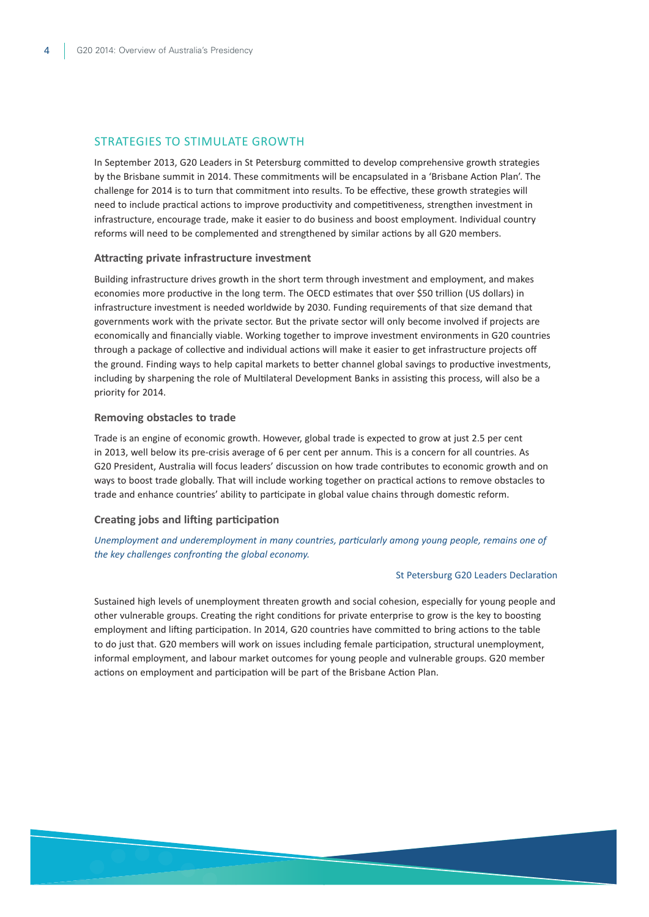## STRATEGIES TO STIMULATE GROWTH

In September 2013, G20 Leaders in St Petersburg committed to develop comprehensive growth strategies by the Brisbane summit in 2014. These commitments will be encapsulated in a 'Brisbane Action Plan'. The challenge for 2014 is to turn that commitment into results. To be effective, these growth strategies will need to include practical actions to improve productivity and competitiveness, strengthen investment in infrastructure, encourage trade, make it easier to do business and boost employment. Individual country reforms will need to be complemented and strengthened by similar actions by all G20 members.

### Attracting private infrastructure investment

Building infrastructure drives growth in the short term through investment and employment, and makes economies more productive in the long term. The OECD estimates that over $50 trillion (US dollars) in infrastructure investment is needed worldwide by 2030. Funding requirements of that size demand that governments work with the private sector. But the private sector will only become involved if projects are economically and financially viable. Working together to improve investment environments in G20 countries through a package of collective and individual actions will make it easier to get infrastructure projects off the ground. Finding ways to help capital markets to better channel global savings to productive investments, including by sharpening the role of Multilateral Development Banks in assisting this process, will also be a priority for 2014.

### Removing obstacles to trade

Trade is an engine of economic growth. However, global trade is expected to grow at just 2.5 per cent in 2013, well below its pre-crisis average of 6 per cent per annum. This is a concern for all countries. As G20 President, Australia will focus leaders' discussion on how trade contributes to economic growth and on ways to boost trade globally. That will include working together on practical actions to remove obstacles to trade and enhance countries' ability to participate in global value chains through domestic reform.

### Creating jobs and lifting participation

*Unemployment and underemployment in many countries, particularly among young people, remains one of the key challenges confronting the global economy.*

St Petersburg G20 Leaders Declaration

Sustained high levels of unemployment threaten growth and social cohesion, especially for young people and other vulnerable groups. Creating the right conditions for private enterprise to grow is the key to boosting employment and lifting participation. In 2014, G20 countries have committed to bring actions to the table to do just that. G20 members will work on issues including female participation, structural unemployment, informal employment, and labour market outcomes for young people and vulnerable groups. G20 member actions on employment and participation will be part of the Brisbane Action Plan.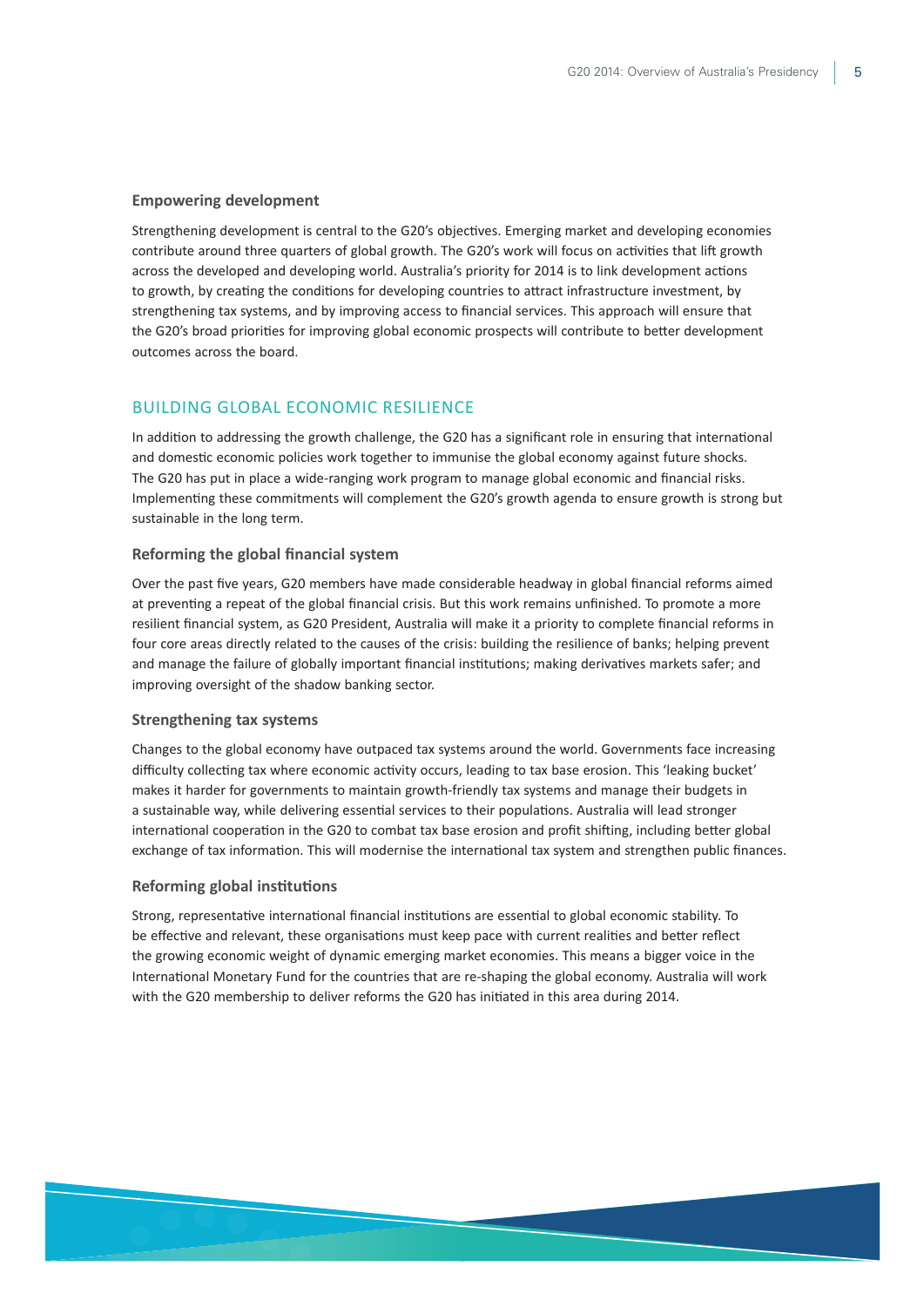### Empowering development

Strengthening development is central to the G20's objectives. Emerging market and developing economies contribute around three quarters of global growth. The G20's work will focus on activities that lift growth across the developed and developing world. Australia's priority for 2014 is to link development actions to growth, by creating the conditions for developing countries to attract infrastructure investment, by strengthening tax systems, and by improving access to financial services. This approach will ensure that the G20's broad priorities for improving global economic prospects will contribute to better development outcomes across the board.

## BUILDING GLOBAL ECONOMIC RESILIENCE

In addition to addressing the growth challenge, the G20 has a significant role in ensuring that international and domestic economic policies work together to immunise the global economy against future shocks. The G20 has put in place a wide-ranging work program to manage global economic and financial risks. Implementing these commitments will complement the G20's growth agenda to ensure growth is strong but sustainable in the long term.

### Reforming the global financial system

Over the past five years, G20 members have made considerable headway in global financial reforms aimed at preventing a repeat of the global financial crisis. But this work remains unfinished. To promote a more resilient financial system, as G20 President, Australia will make it a priority to complete financial reforms in four core areas directly related to the causes of the crisis: building the resilience of banks; helping prevent and manage the failure of globally important financial institutions; making derivatives markets safer; and improving oversight of the shadow banking sector.

### Strengthening tax systems

Changes to the global economy have outpaced tax systems around the world. Governments face increasing difficulty collecting tax where economic activity occurs, leading to tax base erosion. This 'leaking bucket' makes it harder for governments to maintain growth-friendly tax systems and manage their budgets in a sustainable way, while delivering essential services to their populations. Australia will lead stronger international cooperation in the G20 to combat tax base erosion and profit shifting, including better global exchange of tax information. This will modernise the international tax system and strengthen public finances.

### Reforming global institutions

Strong, representative international financial institutions are essential to global economic stability. To be effective and relevant, these organisations must keep pace with current realities and better reflect the growing economic weight of dynamic emerging market economies. This means a bigger voice in the International Monetary Fund for the countries that are re-shaping the global economy. Australia will work with the G20 membership to deliver reforms the G20 has initiated in this area during 2014.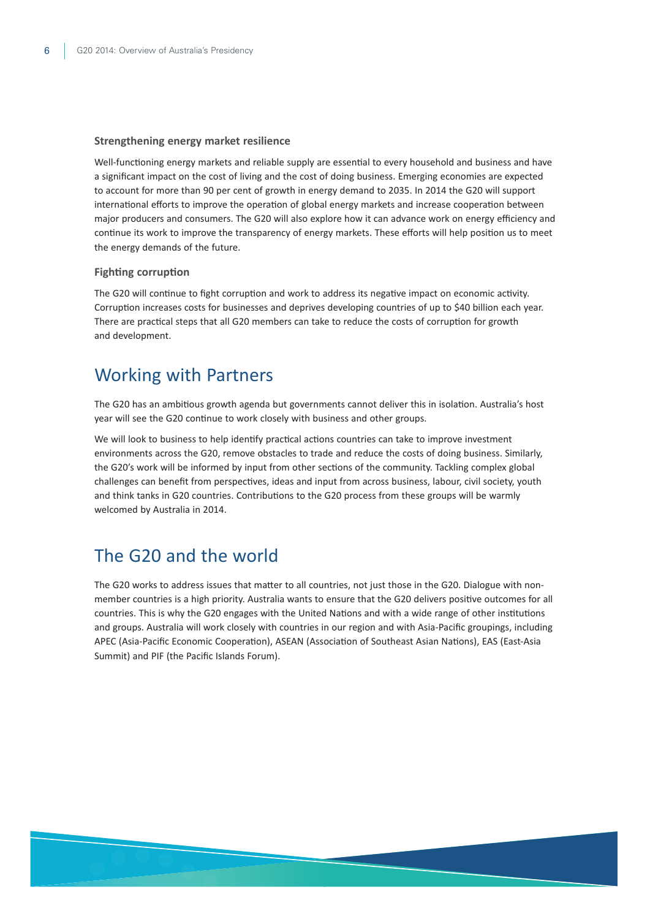### Strengthening energy market resilience

Well-functioning energy markets and reliable supply are essential to every household and business and have a significant impact on the cost of living and the cost of doing business. Emerging economies are expected to account for more than 90 per cent of growth in energy demand to 2035. In 2014 the G20 will support international efforts to improve the operation of global energy markets and increase cooperation between major producers and consumers. The G20 will also explore how it can advance work on energy efficiency and continue its work to improve the transparency of energy markets. These efforts will help position us to meet the energy demands of the future.

### Fighting corruption

The G20 will continue to fight corruption and work to address its negative impact on economic activity. Corruption increases costs for businesses and deprives developing countries of up to $40 billion each year. There are practical steps that all G20 members can take to reduce the costs of corruption for growth and development.

## Working with Partners

The G20 has an ambitious growth agenda but governments cannot deliver this in isolation. Australia's host year will see the G20 continue to work closely with business and other groups.

We will look to business to help identify practical actions countries can take to improve investment environments across the G20, remove obstacles to trade and reduce the costs of doing business. Similarly, the G20's work will be informed by input from other sections of the community. Tackling complex global challenges can benefit from perspectives, ideas and input from across business, labour, civil society, youth and think tanks in G20 countries. Contributions to the G20 process from these groups will be warmly welcomed by Australia in 2014.

## The G20 and the world

The G20 works to address issues that matter to all countries, not just those in the G20. Dialogue with non-member countries is a high priority. Australia wants to ensure that the G20 delivers positive outcomes for all countries. This is why the G20 engages with the United Nations and with a wide range of other institutions and groups. Australia will work closely with countries in our region and with Asia-Pacific groupings, including APEC (Asia-Pacific Economic Cooperation), ASEAN (Association of Southeast Asian Nations), EAS (East-Asia Summit) and PIF (the Pacific Islands Forum).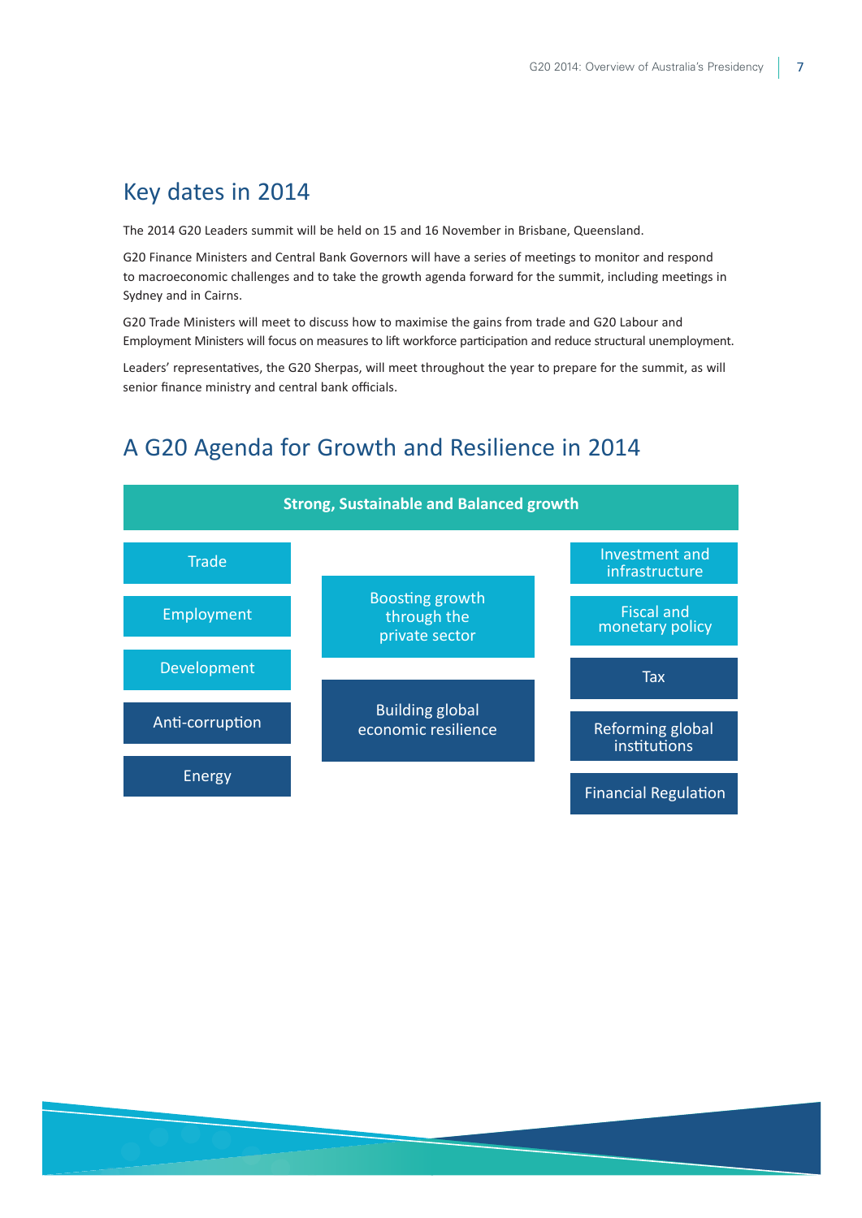## Key dates in 2014

The 2014 G20 Leaders summit will be held on 15 and 16 November in Brisbane, Queensland.

G20 Finance Ministers and Central Bank Governors will have a series of meetings to monitor and respond to macroeconomic challenges and to take the growth agenda forward for the summit, including meetings in Sydney and in Cairns.

G20 Trade Ministers will meet to discuss how to maximise the gains from trade and G20 Labour and Employment Ministers will focus on measures to lift workforce participation and reduce structural unemployment.

Leaders' representatives, the G20 Sherpas, will meet throughout the year to prepare for the summit, as will senior finance ministry and central bank officials.

## A G20 Agenda for Growth and Resilience in 2014

**Strong, Sustainable and Balanced growth**

- Trade
- Employment
- Development
- Anti-corruption
- Energy

- Boosting growth through the private sector
- Building global economic resilience

- Investment and infrastructure
- Fiscal and monetary policy
- Tax
- Reforming global institutions
- Financial Regulation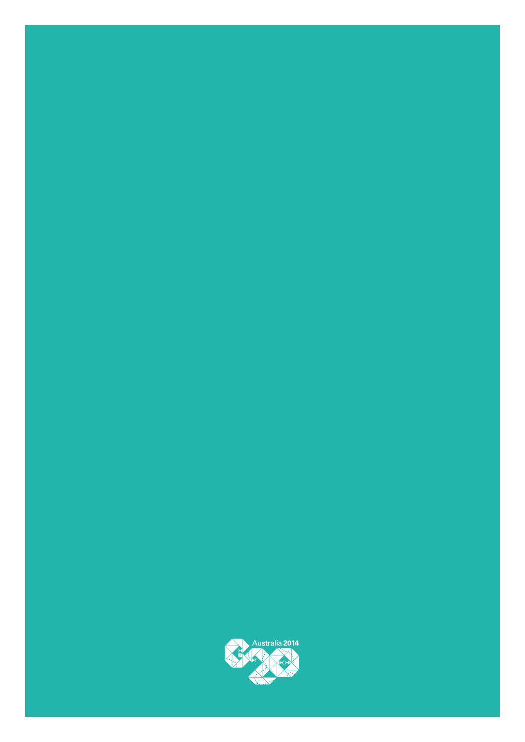Australia 2014